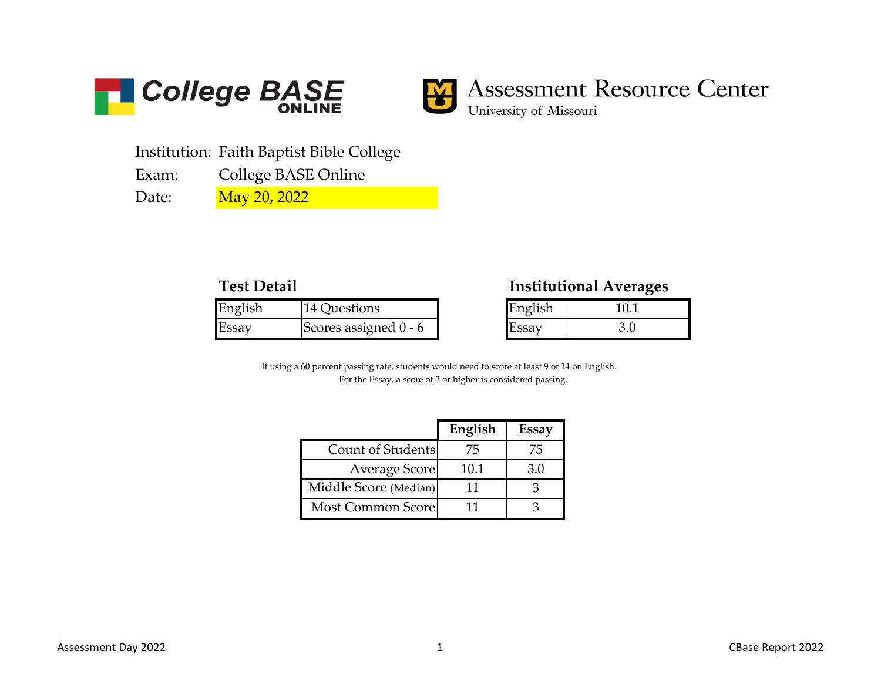College BASE ONLINE

Assessment Resource Center
University of Missouri

Institution: Faith Baptist Bible College
Exam: College BASE Online
Date: May 20, 2022

### Test Detail

| English | 14 Questions |
| --- | --- |
| Essay | Scores assigned 0 - 6 |

### Institutional Averages

| English | 10.1 |
| --- | --- |
| Essay | 3.0 |

If using a 60 percent passing rate, students would need to score at least 9 of 14 on English.
For the Essay, a score of 3 or higher is considered passing.

| | English | Essay |
| --- | --- | --- |
| Count of Students | 75 | 75 |
| Average Score | 10.1 | 3.0 |
| Middle Score (Median) | 11 | 3 |
| Most Common Score | 11 | 3 |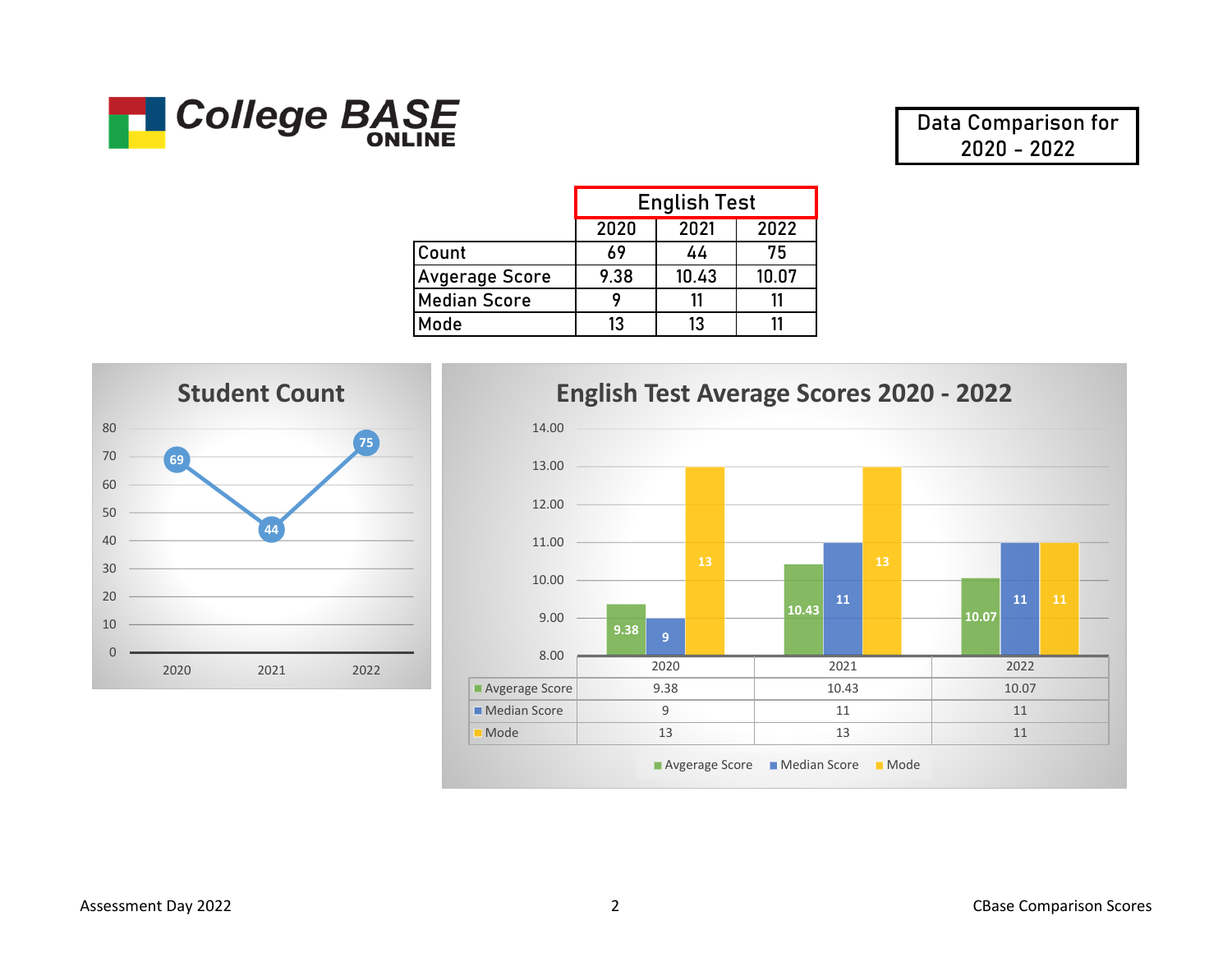College BASE ONLINE

Data Comparison for 2020 - 2022

| | English Test | | |
|---|---|---|---|
| | 2020 | 2021 | 2022 |
| Count | 69 | 44 | 75 |
| Avgerage Score | 9.38 | 10.43 | 10.07 |
| Median Score | 9 | 11 | 11 |
| Mode | 13 | 13 | 11 |

**Student Count**

| | 2020 | 2021 | 2022 |
|---|---|---|---|
| Count | 69 | 44 | 75 |

**English Test Average Scores 2020 - 2022**

| | 2020 | 2021 | 2022 |
|---|---|---|---|
| Avgerage Score | 9.38 | 10.43 | 10.07 |
| Median Score | 9 | 11 | 11 |
| Mode | 13 | 13 | 11 |

Assessment Day 2022

CBase Comparison Scores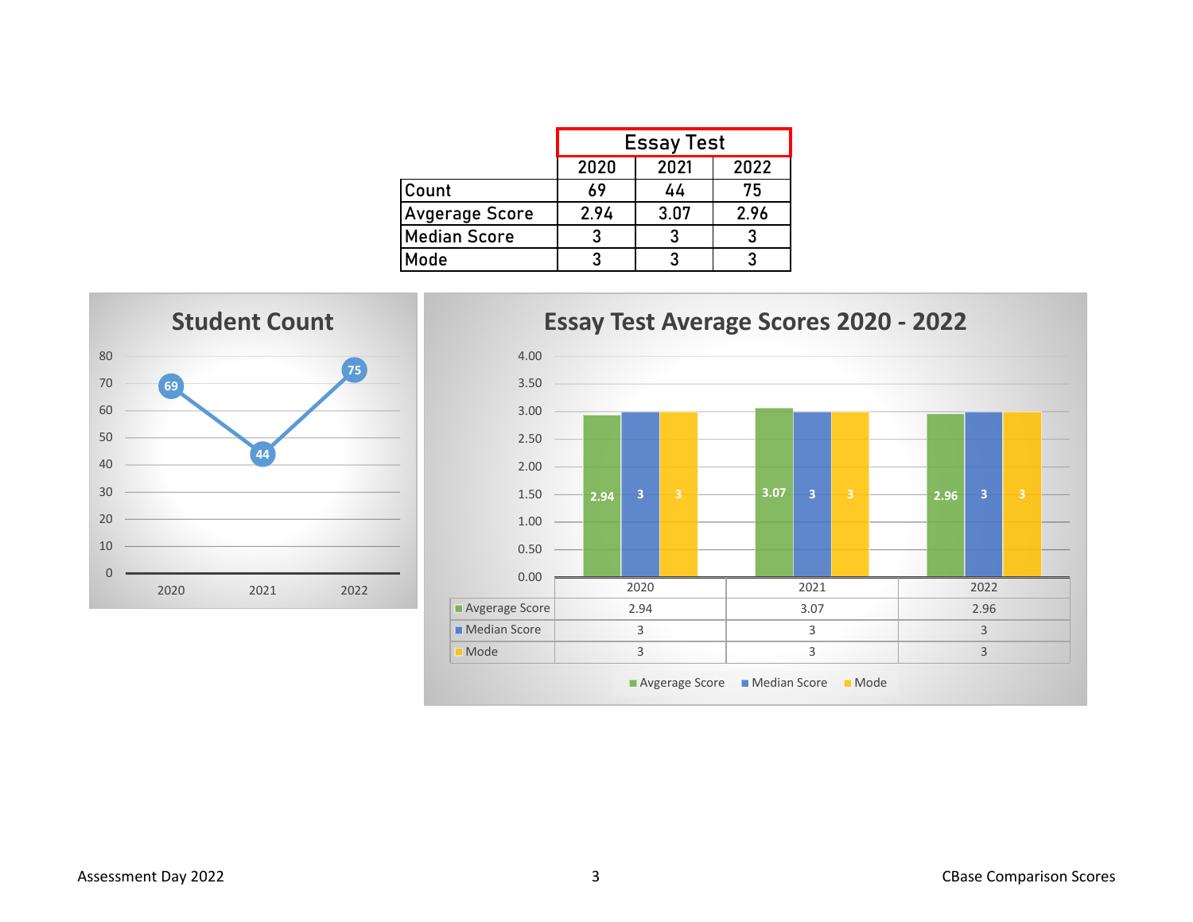| | Essay Test | | |
|---|---|---|---|
| | 2020 | 2021 | 2022 |
| Count | 69 | 44 | 75 |
| Avgerage Score | 2.94 | 3.07 | 2.96 |
| Median Score | 3 | 3 | 3 |
| Mode | 3 | 3 | 3 |

**Student Count**

80
70
60
50
40
30
20
10
0

69
44
75

2020
2021
2022

**Essay Test Average Scores 2020 - 2022**

4.00
3.50
3.00
2.50
2.00
1.50
1.00
0.50
0.00

2.94 3 3
3.07 3 3
2.96 3 3

2020 2021 2022
Avgerage Score 2.94 3.07 2.96
Median Score 3 3 3
Mode 3 3 3

Avgerage Score
Median Score
Mode